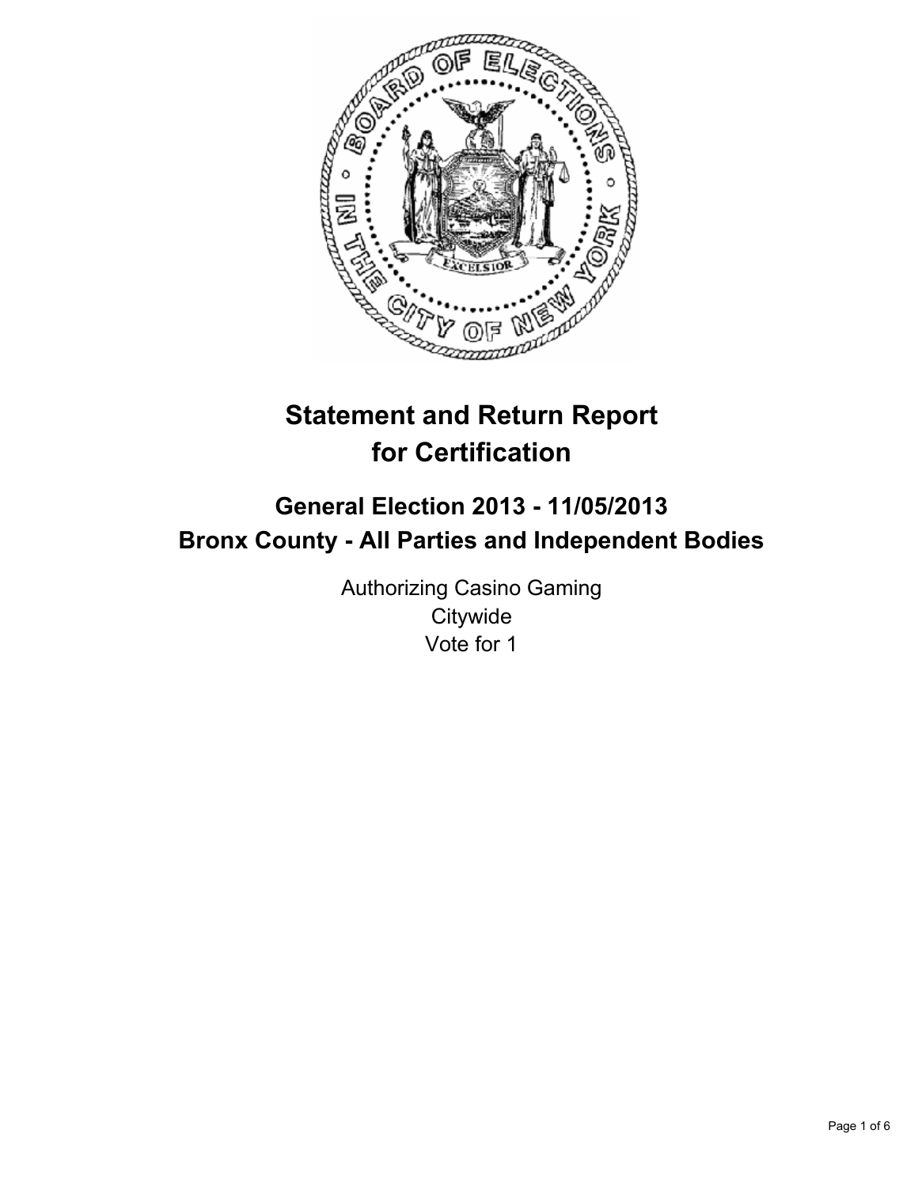# Statement and Return Report for Certification

## General Election 2013 - 11/05/2013
## Bronx County - All Parties and Independent Bodies

Authorizing Casino Gaming
Citywide
Vote for 1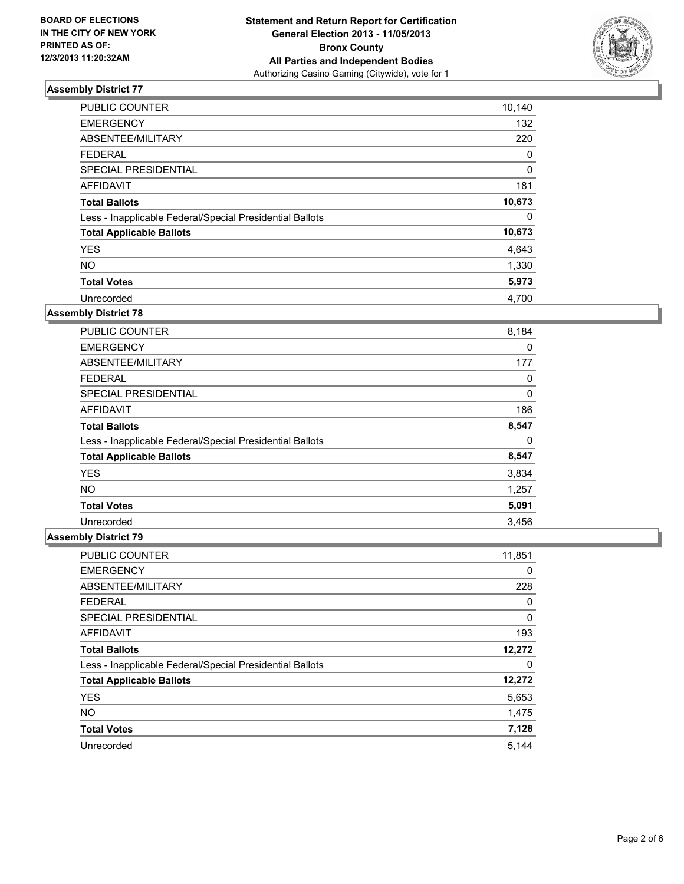**BOARD OF ELECTIONS IN THE CITY OF NEW YORK PRINTED AS OF: 12/3/2013 11:20:32AM**

**Statement and Return Report for Certification General Election 2013 - 11/05/2013 Bronx County All Parties and Independent Bodies**
Authorizing Casino Gaming (Citywide), vote for 1

### Assembly District 77

| | |
|---|---|
| PUBLIC COUNTER | 10,140 |
| EMERGENCY | 132 |
| ABSENTEE/MILITARY | 220 |
| FEDERAL | 0 |
| SPECIAL PRESIDENTIAL | 0 |
| AFFIDAVIT | 181 |
| **Total Ballots** | **10,673** |
| Less - Inapplicable Federal/Special Presidential Ballots | 0 |
| **Total Applicable Ballots** | **10,673** |
| YES | 4,643 |
| NO | 1,330 |
| **Total Votes** | **5,973** |
| Unrecorded | 4,700 |

### Assembly District 78

| | |
|---|---|
| PUBLIC COUNTER | 8,184 |
| EMERGENCY | 0 |
| ABSENTEE/MILITARY | 177 |
| FEDERAL | 0 |
| SPECIAL PRESIDENTIAL | 0 |
| AFFIDAVIT | 186 |
| **Total Ballots** | **8,547** |
| Less - Inapplicable Federal/Special Presidential Ballots | 0 |
| **Total Applicable Ballots** | **8,547** |
| YES | 3,834 |
| NO | 1,257 |
| **Total Votes** | **5,091** |
| Unrecorded | 3,456 |

### Assembly District 79

| | |
|---|---|
| PUBLIC COUNTER | 11,851 |
| EMERGENCY | 0 |
| ABSENTEE/MILITARY | 228 |
| FEDERAL | 0 |
| SPECIAL PRESIDENTIAL | 0 |
| AFFIDAVIT | 193 |
| **Total Ballots** | **12,272** |
| Less - Inapplicable Federal/Special Presidential Ballots | 0 |
| **Total Applicable Ballots** | **12,272** |
| YES | 5,653 |
| NO | 1,475 |
| **Total Votes** | **7,128** |
| Unrecorded | 5,144 |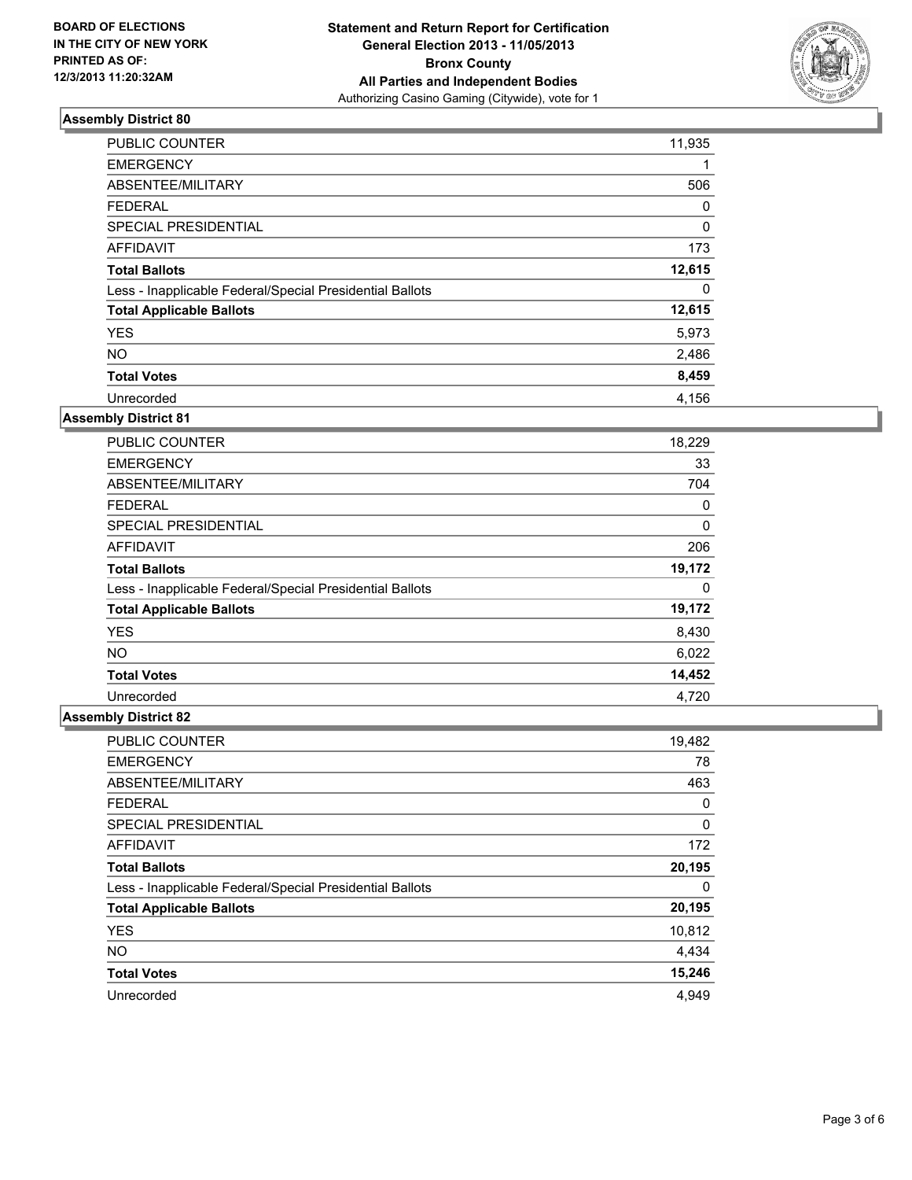**BOARD OF ELECTIONS IN THE CITY OF NEW YORK PRINTED AS OF: 12/3/2013 11:20:32AM**

**Statement and Return Report for Certification General Election 2013 - 11/05/2013 Bronx County All Parties and Independent Bodies**
Authorizing Casino Gaming (Citywide), vote for 1

## Assembly District 80

| | |
|---|---|
| PUBLIC COUNTER | 11,935 |
| EMERGENCY | 1 |
| ABSENTEE/MILITARY | 506 |
| FEDERAL | 0 |
| SPECIAL PRESIDENTIAL | 0 |
| AFFIDAVIT | 173 |
| **Total Ballots** | **12,615** |
| Less - Inapplicable Federal/Special Presidential Ballots | 0 |
| **Total Applicable Ballots** | **12,615** |
| YES | 5,973 |
| NO | 2,486 |
| **Total Votes** | **8,459** |
| Unrecorded | 4,156 |

## Assembly District 81

| | |
|---|---|
| PUBLIC COUNTER | 18,229 |
| EMERGENCY | 33 |
| ABSENTEE/MILITARY | 704 |
| FEDERAL | 0 |
| SPECIAL PRESIDENTIAL | 0 |
| AFFIDAVIT | 206 |
| **Total Ballots** | **19,172** |
| Less - Inapplicable Federal/Special Presidential Ballots | 0 |
| **Total Applicable Ballots** | **19,172** |
| YES | 8,430 |
| NO | 6,022 |
| **Total Votes** | **14,452** |
| Unrecorded | 4,720 |

## Assembly District 82

| | |
|---|---|
| PUBLIC COUNTER | 19,482 |
| EMERGENCY | 78 |
| ABSENTEE/MILITARY | 463 |
| FEDERAL | 0 |
| SPECIAL PRESIDENTIAL | 0 |
| AFFIDAVIT | 172 |
| **Total Ballots** | **20,195** |
| Less - Inapplicable Federal/Special Presidential Ballots | 0 |
| **Total Applicable Ballots** | **20,195** |
| YES | 10,812 |
| NO | 4,434 |
| **Total Votes** | **15,246** |
| Unrecorded | 4,949 |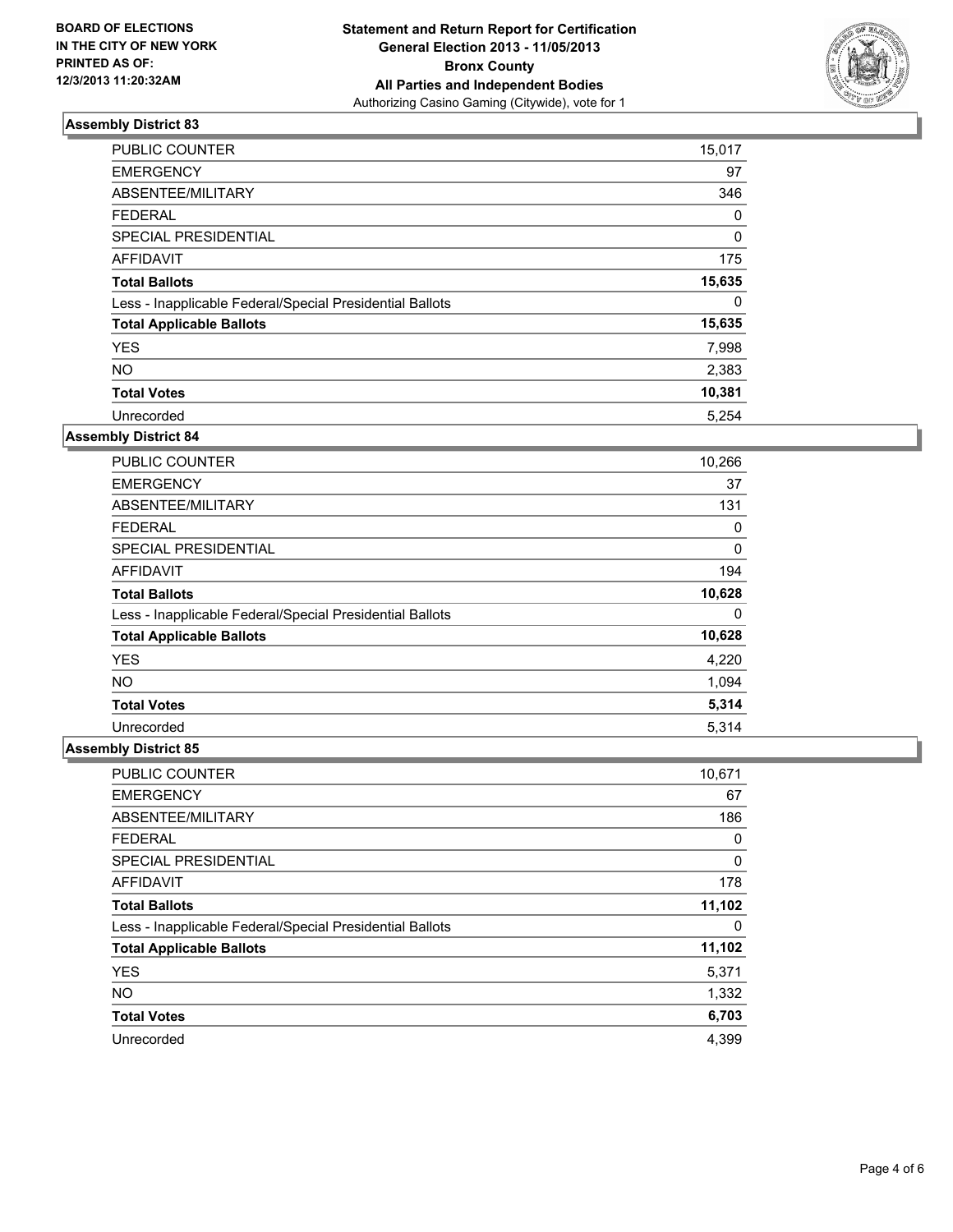**BOARD OF ELECTIONS IN THE CITY OF NEW YORK PRINTED AS OF: 12/3/2013 11:20:32AM**

**Statement and Return Report for Certification**
**General Election 2013 - 11/05/2013**
**Bronx County**
**All Parties and Independent Bodies**
Authorizing Casino Gaming (Citywide), vote for 1

### Assembly District 83

| | |
|---|---|
| PUBLIC COUNTER | 15,017 |
| EMERGENCY | 97 |
| ABSENTEE/MILITARY | 346 |
| FEDERAL | 0 |
| SPECIAL PRESIDENTIAL | 0 |
| AFFIDAVIT | 175 |
| **Total Ballots** | **15,635** |
| Less - Inapplicable Federal/Special Presidential Ballots | 0 |
| **Total Applicable Ballots** | **15,635** |
| YES | 7,998 |
| NO | 2,383 |
| **Total Votes** | **10,381** |
| Unrecorded | 5,254 |

### Assembly District 84

| | |
|---|---|
| PUBLIC COUNTER | 10,266 |
| EMERGENCY | 37 |
| ABSENTEE/MILITARY | 131 |
| FEDERAL | 0 |
| SPECIAL PRESIDENTIAL | 0 |
| AFFIDAVIT | 194 |
| **Total Ballots** | **10,628** |
| Less - Inapplicable Federal/Special Presidential Ballots | 0 |
| **Total Applicable Ballots** | **10,628** |
| YES | 4,220 |
| NO | 1,094 |
| **Total Votes** | **5,314** |
| Unrecorded | 5,314 |

### Assembly District 85

| | |
|---|---|
| PUBLIC COUNTER | 10,671 |
| EMERGENCY | 67 |
| ABSENTEE/MILITARY | 186 |
| FEDERAL | 0 |
| SPECIAL PRESIDENTIAL | 0 |
| AFFIDAVIT | 178 |
| **Total Ballots** | **11,102** |
| Less - Inapplicable Federal/Special Presidential Ballots | 0 |
| **Total Applicable Ballots** | **11,102** |
| YES | 5,371 |
| NO | 1,332 |
| **Total Votes** | **6,703** |
| Unrecorded | 4,399 |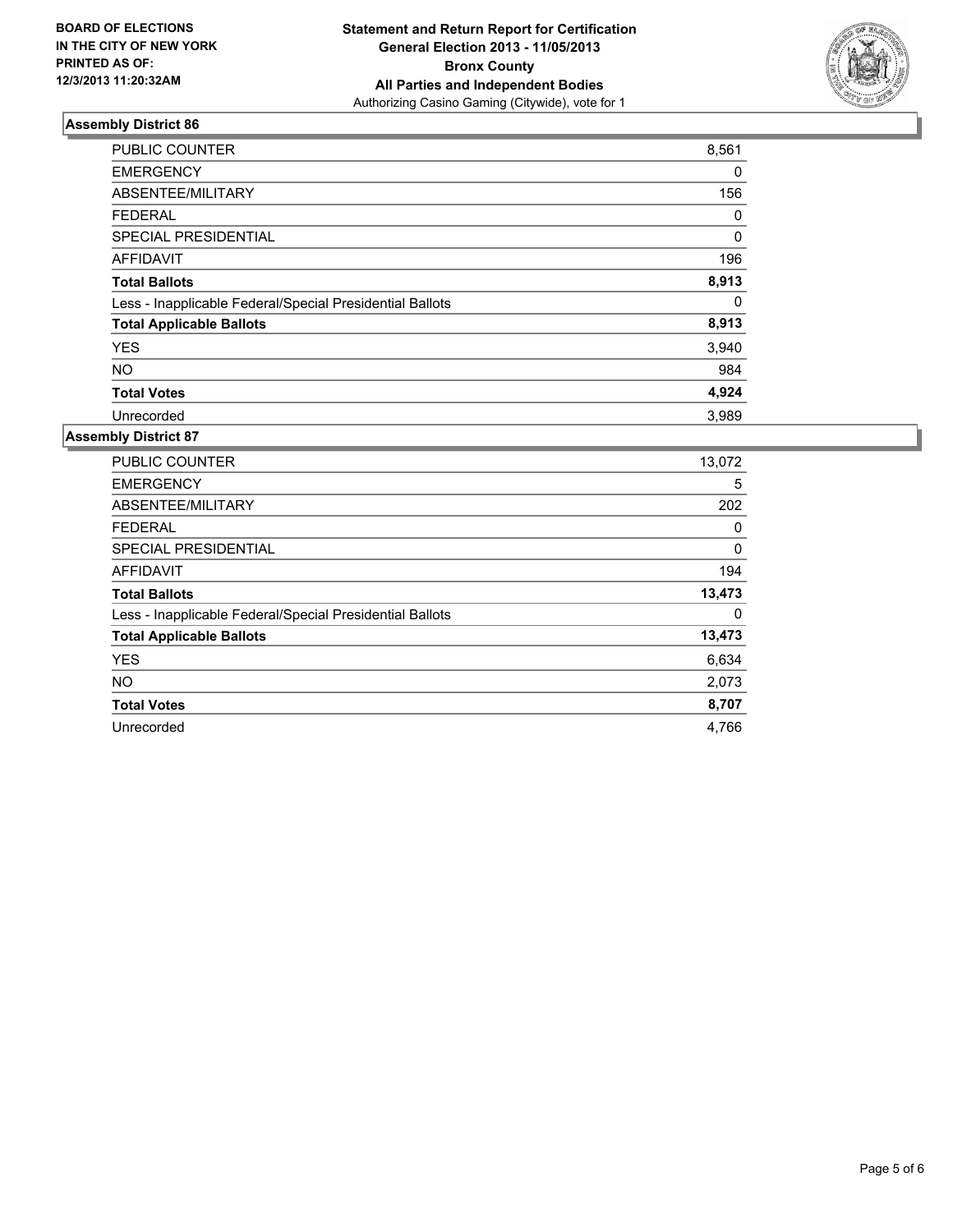**BOARD OF ELECTIONS IN THE CITY OF NEW YORK PRINTED AS OF: 12/3/2013 11:20:32AM**

**Statement and Return Report for Certification General Election 2013 - 11/05/2013 Bronx County All Parties and Independent Bodies**
Authorizing Casino Gaming (Citywide), vote for 1

## Assembly District 86

| | |
|---|---|
| PUBLIC COUNTER | 8,561 |
| EMERGENCY | 0 |
| ABSENTEE/MILITARY | 156 |
| FEDERAL | 0 |
| SPECIAL PRESIDENTIAL | 0 |
| AFFIDAVIT | 196 |
| **Total Ballots** | **8,913** |
| Less - Inapplicable Federal/Special Presidential Ballots | 0 |
| **Total Applicable Ballots** | **8,913** |
| YES | 3,940 |
| NO | 984 |
| **Total Votes** | **4,924** |
| Unrecorded | 3,989 |

## Assembly District 87

| | |
|---|---|
| PUBLIC COUNTER | 13,072 |
| EMERGENCY | 5 |
| ABSENTEE/MILITARY | 202 |
| FEDERAL | 0 |
| SPECIAL PRESIDENTIAL | 0 |
| AFFIDAVIT | 194 |
| **Total Ballots** | **13,473** |
| Less - Inapplicable Federal/Special Presidential Ballots | 0 |
| **Total Applicable Ballots** | **13,473** |
| YES | 6,634 |
| NO | 2,073 |
| **Total Votes** | **8,707** |
| Unrecorded | 4,766 |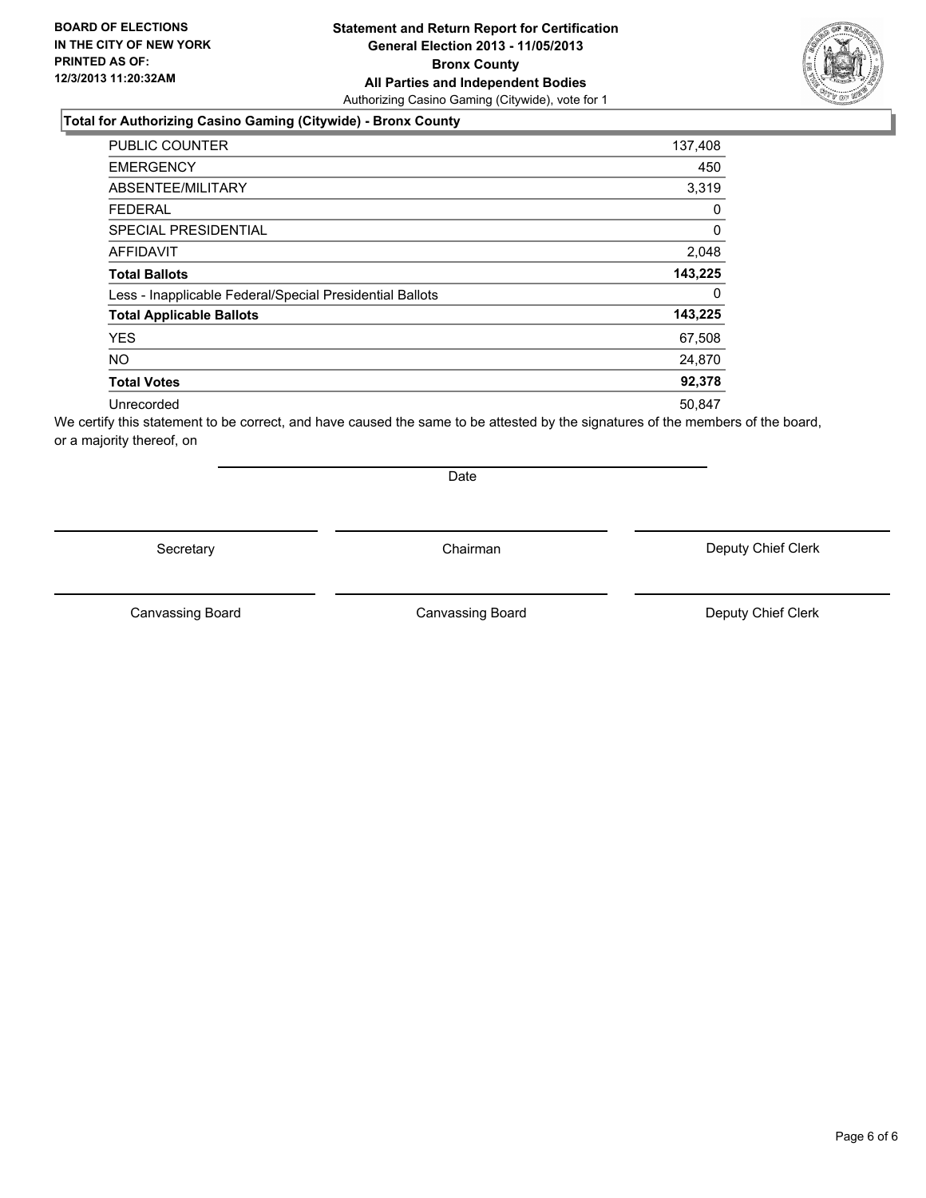**BOARD OF ELECTIONS IN THE CITY OF NEW YORK PRINTED AS OF: 12/3/2013 11:20:32AM**

**Statement and Return Report for Certification**
**General Election 2013 - 11/05/2013**
**Bronx County**
**All Parties and Independent Bodies**
Authorizing Casino Gaming (Citywide), vote for 1

### Total for Authorizing Casino Gaming (Citywide) - Bronx County

| | |
|---|---|
| PUBLIC COUNTER | 137,408 |
| EMERGENCY | 450 |
| ABSENTEE/MILITARY | 3,319 |
| FEDERAL | 0 |
| SPECIAL PRESIDENTIAL | 0 |
| AFFIDAVIT | 2,048 |
| **Total Ballots** | **143,225** |
| Less - Inapplicable Federal/Special Presidential Ballots | 0 |
| **Total Applicable Ballots** | **143,225** |
| YES | 67,508 |
| NO | 24,870 |
| **Total Votes** | **92,378** |
| Unrecorded | 50,847 |

We certify this statement to be correct, and have caused the same to be attested by the signatures of the members of the board, or a majority thereof, on

Date

| | | |
|---|---|---|
| Secretary | Chairman | Deputy Chief Clerk |
| Canvassing Board | Canvassing Board | Deputy Chief Clerk |